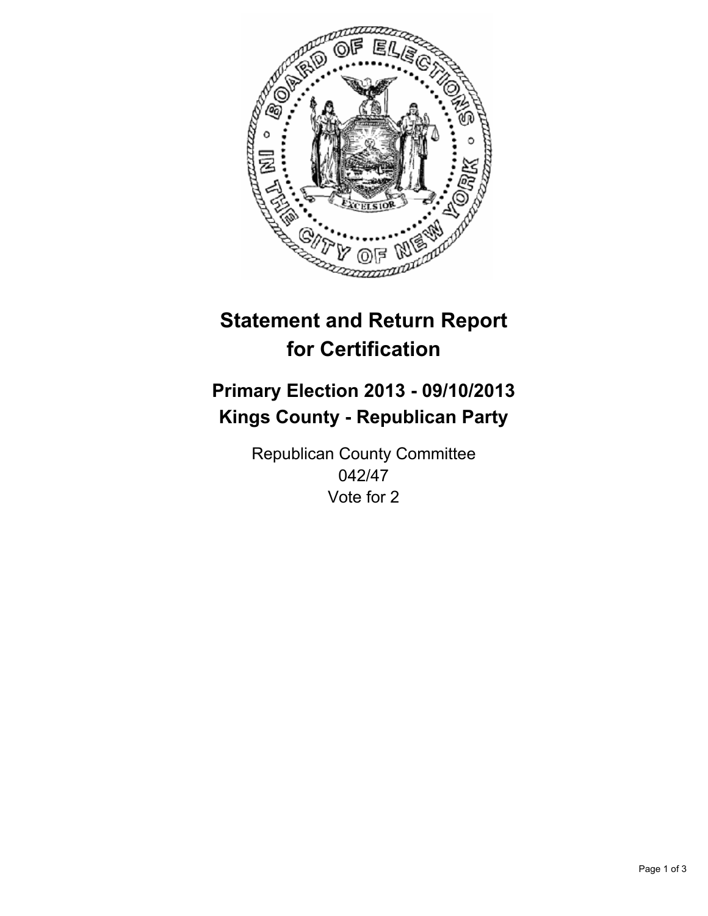# Statement and Return Report for Certification

## Primary Election 2013 - 09/10/2013
## Kings County - Republican Party

Republican County Committee
042/47
Vote for 2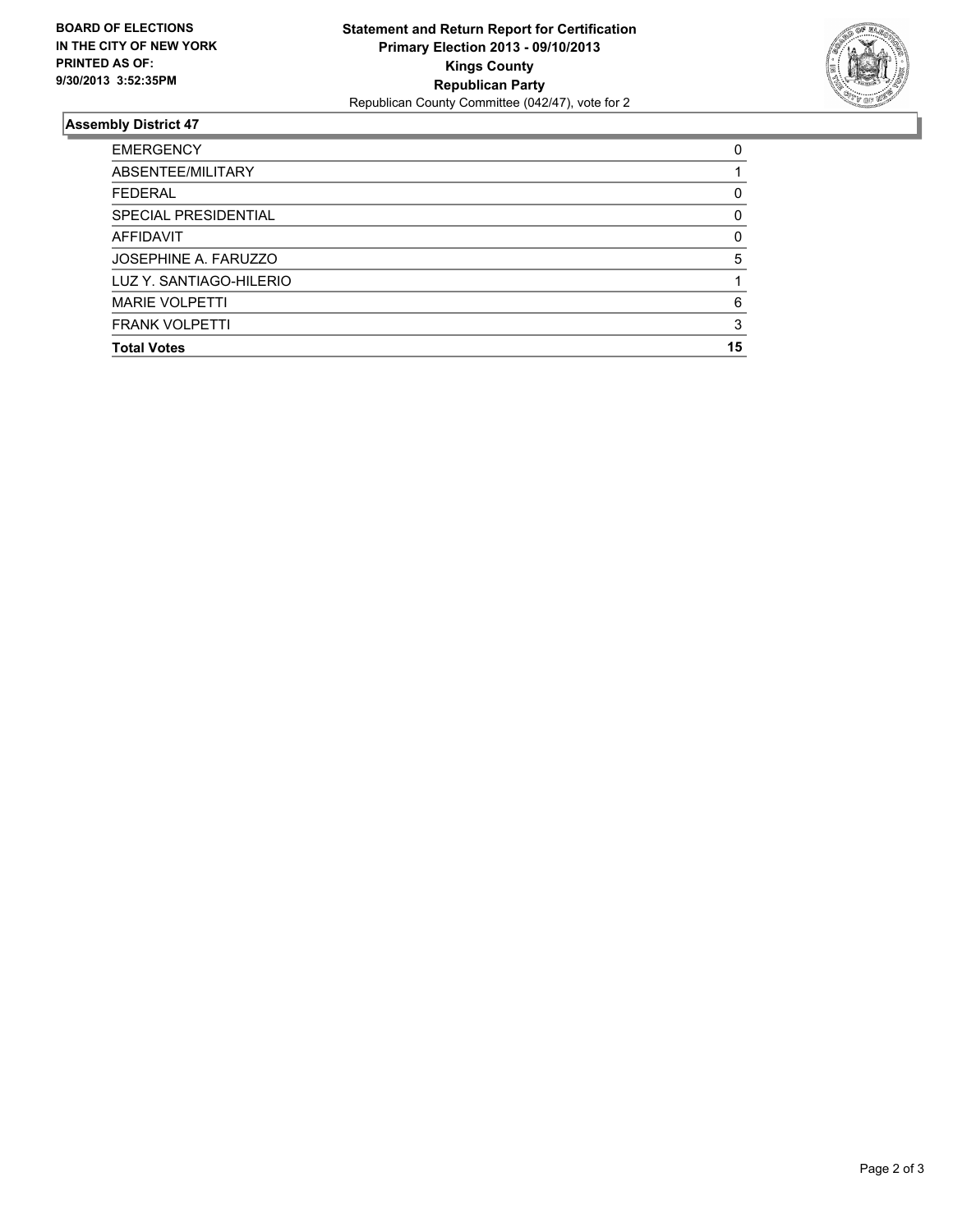**BOARD OF ELECTIONS IN THE CITY OF NEW YORK PRINTED AS OF: 9/30/2013 3:52:35PM**

**Statement and Return Report for Certification**
**Primary Election 2013 - 09/10/2013**
**Kings County**
**Republican Party**
Republican County Committee (042/47), vote for 2

### Assembly District 47

| | |
|---|---|
| EMERGENCY | 0 |
| ABSENTEE/MILITARY | 1 |
| FEDERAL | 0 |
| SPECIAL PRESIDENTIAL | 0 |
| AFFIDAVIT | 0 |
| JOSEPHINE A. FARUZZO | 5 |
| LUZ Y. SANTIAGO-HILERIO | 1 |
| MARIE VOLPETTI | 6 |
| FRANK VOLPETTI | 3 |
| **Total Votes** | **15** |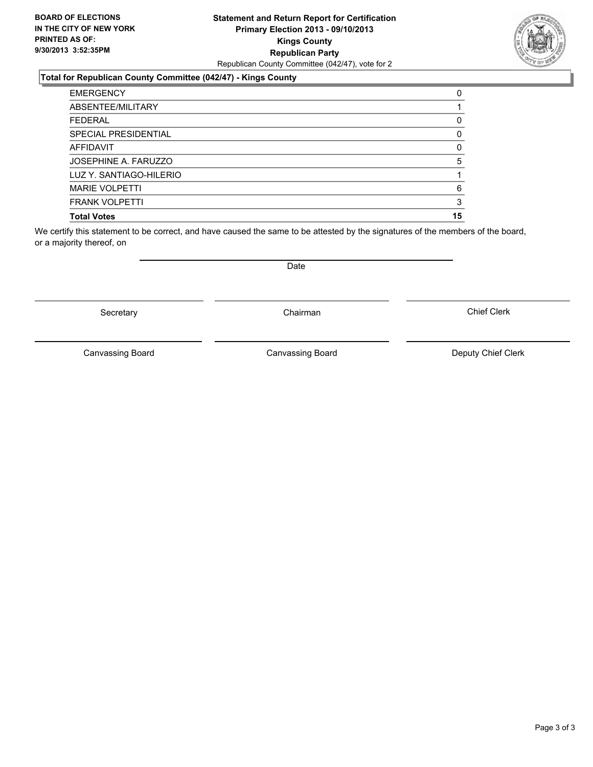**BOARD OF ELECTIONS IN THE CITY OF NEW YORK PRINTED AS OF: 9/30/2013 3:52:35PM**

**Statement and Return Report for Certification Primary Election 2013 - 09/10/2013 Kings County Republican Party**

Republican County Committee (042/47), vote for 2

## Total for Republican County Committee (042/47) - Kings County

| | |
|---|---|
| EMERGENCY | 0 |
| ABSENTEE/MILITARY | 1 |
| FEDERAL | 0 |
| SPECIAL PRESIDENTIAL | 0 |
| AFFIDAVIT | 0 |
| JOSEPHINE A. FARUZZO | 5 |
| LUZ Y. SANTIAGO-HILERIO | 1 |
| MARIE VOLPETTI | 6 |
| FRANK VOLPETTI | 3 |
| **Total Votes** | **15** |

We certify this statement to be correct, and have caused the same to be attested by the signatures of the members of the board, or a majority thereof, on

Date

Secretary | Chairman | Chief Clerk

Canvassing Board | Canvassing Board | Deputy Chief Clerk